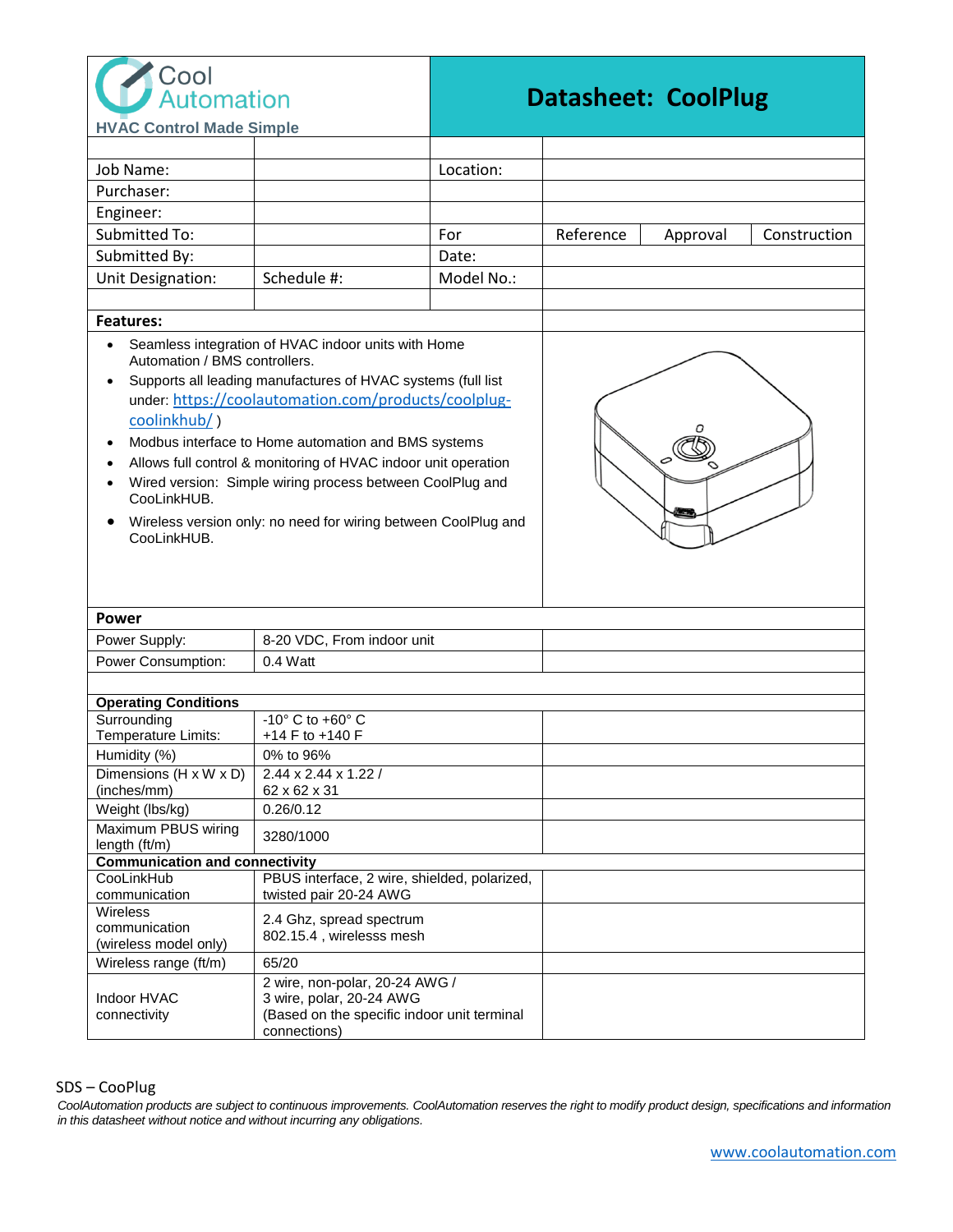Cool Automation

HVAC Control Made Simple

# Datasheet: CoolPlug

| | | | | | |
|---|---|---|---|---|---|
| Job Name: | | Location: | | | |
| Purchaser: | | | | | |
| Engineer: | | | | | |
| Submitted To: | | For | Reference | Approval | Construction |
| Submitted By: | | Date: | | | |
| Unit Designation: | Schedule #: | Model No.: | | | |

**Features:**

- Seamless integration of HVAC indoor units with Home Automation / BMS controllers.
- Supports all leading manufactures of HVAC systems (full list under: [https://coolautomation.com/products/coolplug-coolinkhub/](https://coolautomation.com/products/coolplug-coolinkhub/) )
- Modbus interface to Home automation and BMS systems
- Allows full control & monitoring of HVAC indoor unit operation
- Wired version: Simple wiring process between CoolPlug and CooLinkHUB.
- Wireless version only: no need for wiring between CoolPlug and CooLinkHUB.

| **Power** | | |
|---|---|---|
| Power Supply: | 8-20 VDC, From indoor unit | |
| Power Consumption: | 0.4 Watt | |
| | | |
| **Operating Conditions** | | |
| Surrounding Temperature Limits: | -10° C to +60° C<br>+14 F to +140 F | |
| Humidity (%) | 0% to 96% | |
| Dimensions (H x W x D) (inches/mm) | 2.44 x 2.44 x 1.22 /<br>62 x 62 x 31 | |
| Weight (lbs/kg) | 0.26/0.12 | |
| Maximum PBUS wiring length (ft/m) | 3280/1000 | |
| **Communication and connectivity** | | |
| CooLinkHub communication | PBUS interface, 2 wire, shielded, polarized, twisted pair 20-24 AWG | |
| Wireless communication (wireless model only) | 2.4 Ghz, spread spectrum<br>802.15.4 , wirelesss mesh | |
| Wireless range (ft/m) | 65/20 | |
| Indoor HVAC connectivity | 2 wire, non-polar, 20-24 AWG /<br>3 wire, polar, 20-24 AWG<br>(Based on the specific indoor unit terminal connections) | |

SDS – CooPlug

*CoolAutomation products are subject to continuous improvements. CoolAutomation reserves the right to modify product design, specifications and information in this datasheet without notice and without incurring any obligations.*

[www.coolautomation.com](http://www.coolautomation.com)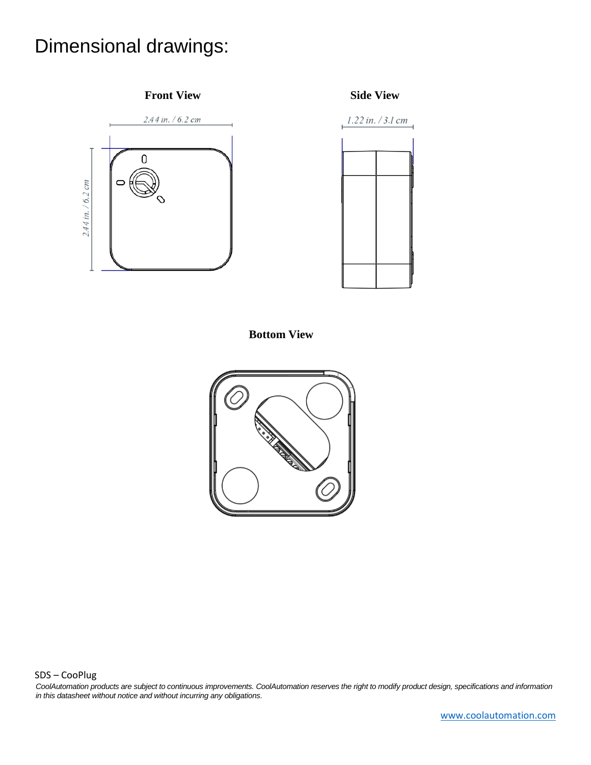# Dimensional drawings:

**Front View**

2.44 in. / 6.2 cm

2.44 in. / 6.2 cm

**Side View**

1.22 in. / 3.1 cm

**Bottom View**

SDS – CooPlug

*CoolAutomation products are subject to continuous improvements. CoolAutomation reserves the right to modify product design, specifications and information in this datasheet without notice and without incurring any obligations.*

www.coolautomation.com